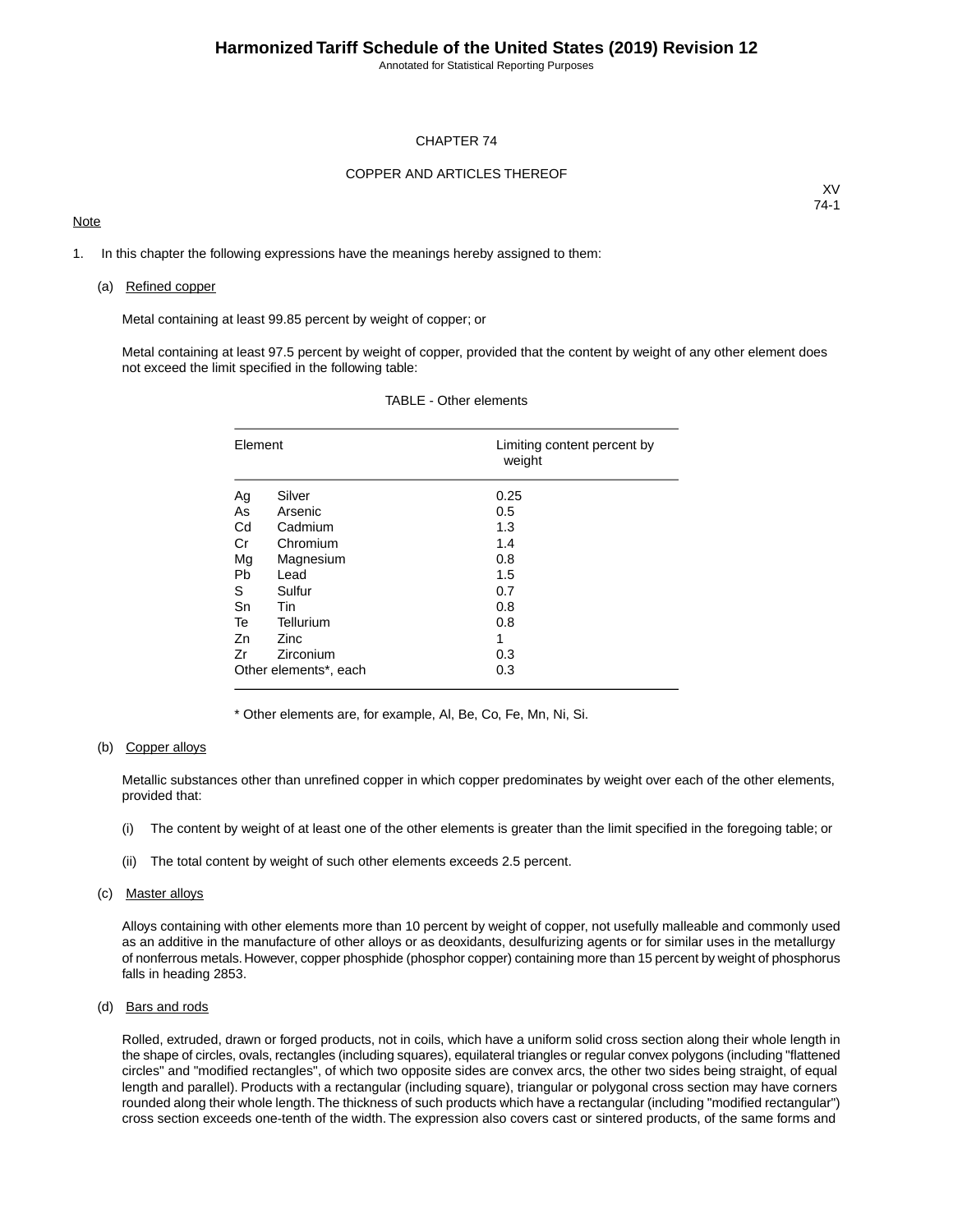# CHAPTER 74

## COPPER AND ARTICLES THEREOF

XV
74-1

Note

1. In this chapter the following expressions have the meanings hereby assigned to them:

   (a) Refined copper

   Metal containing at least 99.85 percent by weight of copper; or

   Metal containing at least 97.5 percent by weight of copper, provided that the content by weight of any other element does not exceed the limit specified in the following table:

   TABLE - Other elements

   | Element | | Limiting content percent by weight |
   |---|---|---|
   | Ag | Silver | 0.25 |
   | As | Arsenic | 0.5 |
   | Cd | Cadmium | 1.3 |
   | Cr | Chromium | 1.4 |
   | Mg | Magnesium | 0.8 |
   | Pb | Lead | 1.5 |
   | S | Sulfur | 0.7 |
   | Sn | Tin | 0.8 |
   | Te | Tellurium | 0.8 |
   | Zn | Zinc | 1 |
   | Zr | Zirconium | 0.3 |
   | Other elements*, each | | 0.3 |

   * Other elements are, for example, Al, Be, Co, Fe, Mn, Ni, Si.

   (b) Copper alloys

   Metallic substances other than unrefined copper in which copper predominates by weight over each of the other elements, provided that:

   (i) The content by weight of at least one of the other elements is greater than the limit specified in the foregoing table; or

   (ii) The total content by weight of such other elements exceeds 2.5 percent.

   (c) Master alloys

   Alloys containing with other elements more than 10 percent by weight of copper, not usefully malleable and commonly used as an additive in the manufacture of other alloys or as deoxidants, desulfurizing agents or for similar uses in the metallurgy of nonferrous metals. However, copper phosphide (phosphor copper) containing more than 15 percent by weight of phosphorus falls in heading 2853.

   (d) Bars and rods

   Rolled, extruded, drawn or forged products, not in coils, which have a uniform solid cross section along their whole length in the shape of circles, ovals, rectangles (including squares), equilateral triangles or regular convex polygons (including "flattened circles" and "modified rectangles", of which two opposite sides are convex arcs, the other two sides being straight, of equal length and parallel). Products with a rectangular (including square), triangular or polygonal cross section may have corners rounded along their whole length. The thickness of such products which have a rectangular (including "modified rectangular") cross section exceeds one-tenth of the width. The expression also covers cast or sintered products, of the same forms and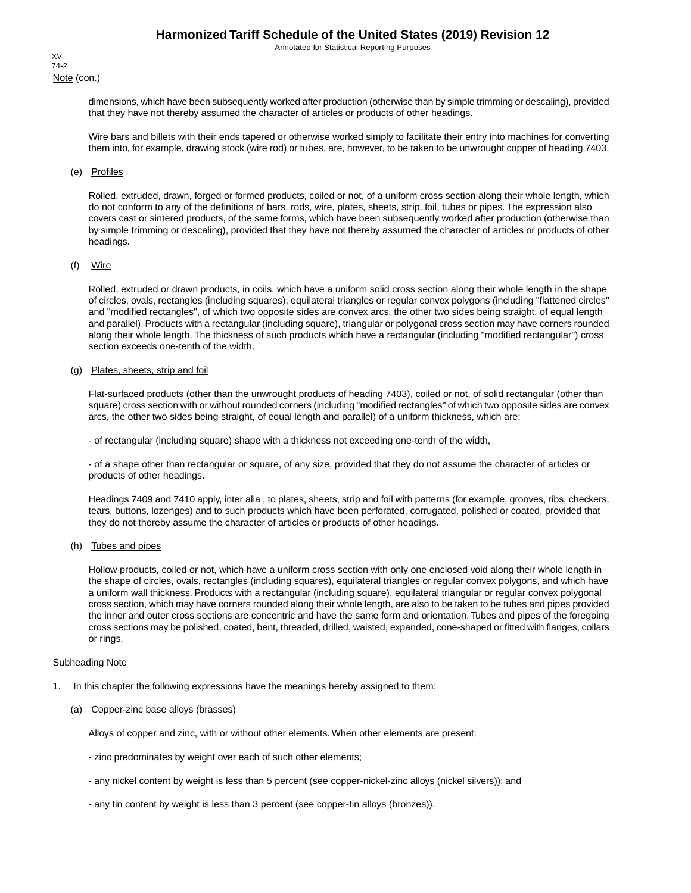Note (con.)

dimensions, which have been subsequently worked after production (otherwise than by simple trimming or descaling), provided that they have not thereby assumed the character of articles or products of other headings.

Wire bars and billets with their ends tapered or otherwise worked simply to facilitate their entry into machines for converting them into, for example, drawing stock (wire rod) or tubes, are, however, to be taken to be unwrought copper of heading 7403.

(e) Profiles

Rolled, extruded, drawn, forged or formed products, coiled or not, of a uniform cross section along their whole length, which do not conform to any of the definitions of bars, rods, wire, plates, sheets, strip, foil, tubes or pipes. The expression also covers cast or sintered products, of the same forms, which have been subsequently worked after production (otherwise than by simple trimming or descaling), provided that they have not thereby assumed the character of articles or products of other headings.

(f) Wire

Rolled, extruded or drawn products, in coils, which have a uniform solid cross section along their whole length in the shape of circles, ovals, rectangles (including squares), equilateral triangles or regular convex polygons (including "flattened circles" and "modified rectangles", of which two opposite sides are convex arcs, the other two sides being straight, of equal length and parallel). Products with a rectangular (including square), triangular or polygonal cross section may have corners rounded along their whole length. The thickness of such products which have a rectangular (including "modified rectangular") cross section exceeds one-tenth of the width.

(g) Plates, sheets, strip and foil

Flat-surfaced products (other than the unwrought products of heading 7403), coiled or not, of solid rectangular (other than square) cross section with or without rounded corners (including "modified rectangles" of which two opposite sides are convex arcs, the other two sides being straight, of equal length and parallel) of a uniform thickness, which are:

- of rectangular (including square) shape with a thickness not exceeding one-tenth of the width,

- of a shape other than rectangular or square, of any size, provided that they do not assume the character of articles or products of other headings.

Headings 7409 and 7410 apply, inter alia , to plates, sheets, strip and foil with patterns (for example, grooves, ribs, checkers, tears, buttons, lozenges) and to such products which have been perforated, corrugated, polished or coated, provided that they do not thereby assume the character of articles or products of other headings.

(h) Tubes and pipes

Hollow products, coiled or not, which have a uniform cross section with only one enclosed void along their whole length in the shape of circles, ovals, rectangles (including squares), equilateral triangles or regular convex polygons, and which have a uniform wall thickness. Products with a rectangular (including square), equilateral triangular or regular convex polygonal cross section, which may have corners rounded along their whole length, are also to be taken to be tubes and pipes provided the inner and outer cross sections are concentric and have the same form and orientation. Tubes and pipes of the foregoing cross sections may be polished, coated, bent, threaded, drilled, waisted, expanded, cone-shaped or fitted with flanges, collars or rings.

Subheading Note

1. In this chapter the following expressions have the meanings hereby assigned to them:

(a) Copper-zinc base alloys (brasses)

Alloys of copper and zinc, with or without other elements. When other elements are present:

- zinc predominates by weight over each of such other elements;

- any nickel content by weight is less than 5 percent (see copper-nickel-zinc alloys (nickel silvers)); and

- any tin content by weight is less than 3 percent (see copper-tin alloys (bronzes)).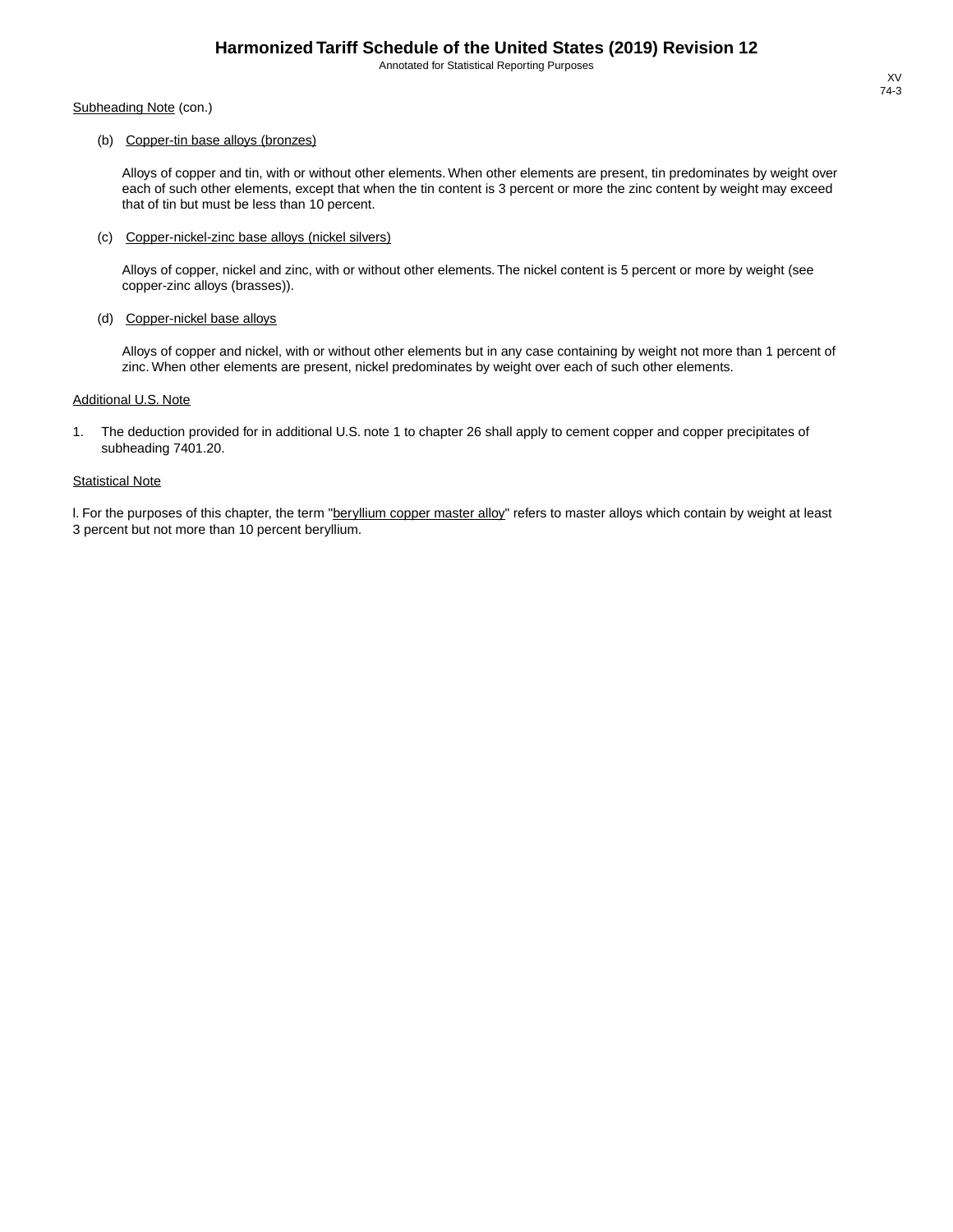Subheading Note (con.)

(b) Copper-tin base alloys (bronzes)

Alloys of copper and tin, with or without other elements. When other elements are present, tin predominates by weight over each of such other elements, except that when the tin content is 3 percent or more the zinc content by weight may exceed that of tin but must be less than 10 percent.

(c) Copper-nickel-zinc base alloys (nickel silvers)

Alloys of copper, nickel and zinc, with or without other elements. The nickel content is 5 percent or more by weight (see copper-zinc alloys (brasses)).

(d) Copper-nickel base alloys

Alloys of copper and nickel, with or without other elements but in any case containing by weight not more than 1 percent of zinc. When other elements are present, nickel predominates by weight over each of such other elements.

Additional U.S. Note

1. The deduction provided for in additional U.S. note 1 to chapter 26 shall apply to cement copper and copper precipitates of subheading 7401.20.

Statistical Note

l. For the purposes of this chapter, the term "beryllium copper master alloy" refers to master alloys which contain by weight at least 3 percent but not more than 10 percent beryllium.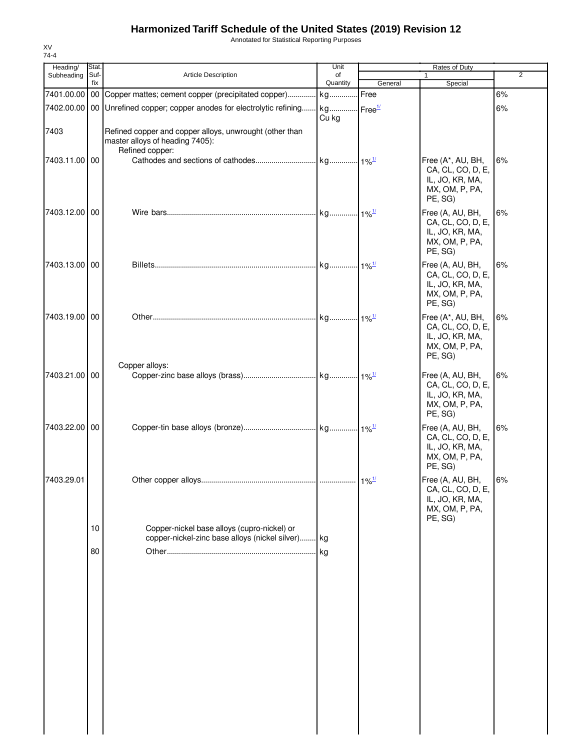# Harmonized Tariff Schedule of the United States (2019) Revision 12

Annotated for Statistical Reporting Purposes

XV
74-4

| Heading/ Subheading | Stat. Suf- fix | Article Description | Unit of Quantity | Rates of Duty 1 General | Special | 2 |
|---|---|---|---|---|---|---|
| 7401.00.00 | 00 | Copper mattes; cement copper (precipitated copper) | kg | Free | | 6% |
| 7402.00.00 | 00 | Unrefined copper; copper anodes for electrolytic refining | kg Cu kg | Free[1/] | | 6% |
| 7403 | | Refined copper and copper alloys, unwrought (other than master alloys of heading 7405): | | | | |
| | | Refined copper: | | | | |
| 7403.11.00 | 00 | Cathodes and sections of cathodes | kg | 1%[1/] | Free (A*, AU, BH, CA, CL, CO, D, E, IL, JO, KR, MA, MX, OM, P, PA, PE, SG) | 6% |
| 7403.12.00 | 00 | Wire bars | kg | 1%[1/] | Free (A, AU, BH, CA, CL, CO, D, E, IL, JO, KR, MA, MX, OM, P, PA, PE, SG) | 6% |
| 7403.13.00 | 00 | Billets | kg | 1%[1/] | Free (A, AU, BH, CA, CL, CO, D, E, IL, JO, KR, MA, MX, OM, P, PA, PE, SG) | 6% |
| 7403.19.00 | 00 | Other | kg | 1%[1/] | Free (A*, AU, BH, CA, CL, CO, D, E, IL, JO, KR, MA, MX, OM, P, PA, PE, SG) | 6% |
| | | Copper alloys: | | | | |
| 7403.21.00 | 00 | Copper-zinc base alloys (brass) | kg | 1%[1/] | Free (A, AU, BH, CA, CL, CO, D, E, IL, JO, KR, MA, MX, OM, P, PA, PE, SG) | 6% |
| 7403.22.00 | 00 | Copper-tin base alloys (bronze) | kg | 1%[1/] | Free (A, AU, BH, CA, CL, CO, D, E, IL, JO, KR, MA, MX, OM, P, PA, PE, SG) | 6% |
| 7403.29.01 | | Other copper alloys | | 1%[1/] | Free (A, AU, BH, CA, CL, CO, D, E, IL, JO, KR, MA, MX, OM, P, PA, PE, SG) | 6% |
| | 10 | Copper-nickel base alloys (cupro-nickel) or copper-nickel-zinc base alloys (nickel silver) | kg | | | |
| | 80 | Other | kg | | | |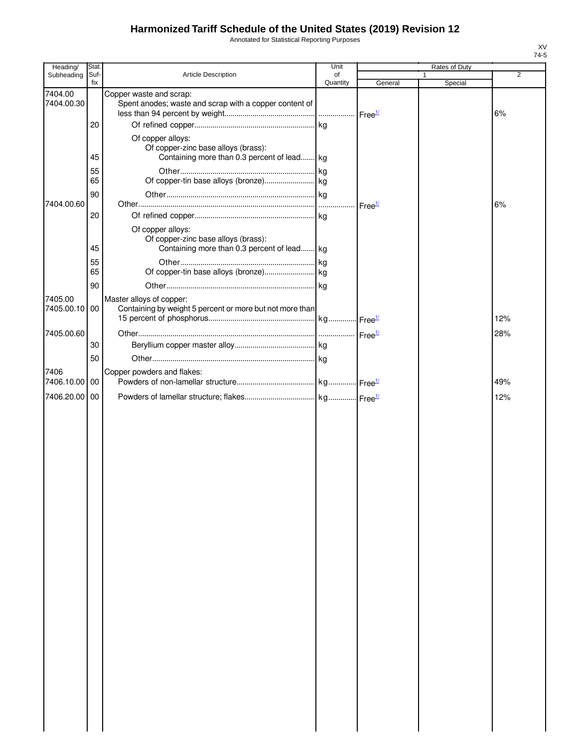# Harmonized Tariff Schedule of the United States (2019) Revision 12

Annotated for Statistical Reporting Purposes

XV
74-5

| Heading/ Subheading | Stat. Suf- fix | Article Description | Unit of Quantity | Rates of Duty 1 General | Special | 2 |
|---|---|---|---|---|---|---|
| 7404.00 | | Copper waste and scrap: | | | | |
| 7404.00.30 | | Spent anodes; waste and scrap with a copper content of less than 94 percent by weight | | Free[1/] | | 6% |
| | 20 | Of refined copper | kg | | | |
| | | Of copper alloys: | | | | |
| | | Of copper-zinc base alloys (brass): | | | | |
| | 45 | Containing more than 0.3 percent of lead | kg | | | |
| | 55 | Other | kg | | | |
| | 65 | Of copper-tin base alloys (bronze) | kg | | | |
| | 90 | Other | kg | | | |
| 7404.00.60 | | Other | | Free[1/] | | 6% |
| | 20 | Of refined copper | kg | | | |
| | | Of copper alloys: | | | | |
| | | Of copper-zinc base alloys (brass): | | | | |
| | 45 | Containing more than 0.3 percent of lead | kg | | | |
| | 55 | Other | kg | | | |
| | 65 | Of copper-tin base alloys (bronze) | kg | | | |
| | 90 | Other | kg | | | |
| 7405.00 | | Master alloys of copper: | | | | |
| 7405.00.10 | 00 | Containing by weight 5 percent or more but not more than 15 percent of phosphorus | kg | Free[1/] | | 12% |
| 7405.00.60 | | Other | | Free[1/] | | 28% |
| | 30 | Beryllium copper master alloy | kg | | | |
| | 50 | Other | kg | | | |
| 7406 | | Copper powders and flakes: | | | | |
| 7406.10.00 | 00 | Powders of non-lamellar structure | kg | Free[1/] | | 49% |
| 7406.20.00 | 00 | Powders of lamellar structure; flakes | kg | Free[1/] | | 12% |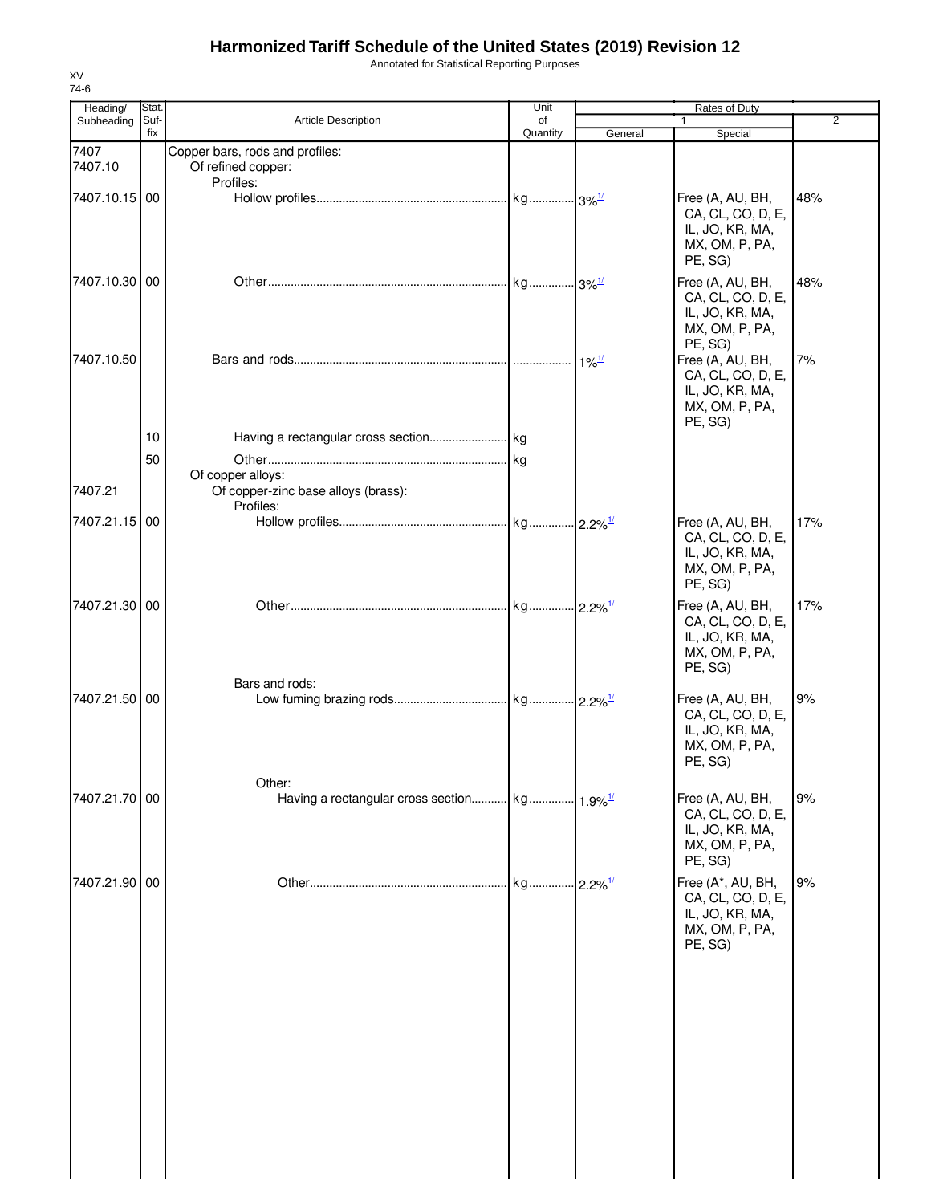# Harmonized Tariff Schedule of the United States (2019) Revision 12

Annotated for Statistical Reporting Purposes

XV
74-6

| Heading/ Subheading | Stat. Suf-fix | Article Description | Unit of Quantity | Rates of Duty 1 General | Special | 2 |
|---|---|---|---|---|---|---|
| 7407 | | Copper bars, rods and profiles: | | | | |
| 7407.10 | | Of refined copper: | | | | |
| | | Profiles: | | | | |
| 7407.10.15 | 00 | Hollow profiles | kg | 3%[1/] | Free (A, AU, BH, CA, CL, CO, D, E, IL, JO, KR, MA, MX, OM, P, PA, PE, SG) | 48% |
| 7407.10.30 | 00 | Other | kg | 3%[1/] | Free (A, AU, BH, CA, CL, CO, D, E, IL, JO, KR, MA, MX, OM, P, PA, PE, SG) | 48% |
| 7407.10.50 | | Bars and rods | | 1%[1/] | Free (A, AU, BH, CA, CL, CO, D, E, IL, JO, KR, MA, MX, OM, P, PA, PE, SG) | 7% |
| | 10 | Having a rectangular cross section | kg | | | |
| | 50 | Other | kg | | | |
| | | Of copper alloys: | | | | |
| 7407.21 | | Of copper-zinc base alloys (brass): | | | | |
| | | Profiles: | | | | |
| 7407.21.15 | 00 | Hollow profiles | kg | 2.2%[1/] | Free (A, AU, BH, CA, CL, CO, D, E, IL, JO, KR, MA, MX, OM, P, PA, PE, SG) | 17% |
| 7407.21.30 | 00 | Other | kg | 2.2%[1/] | Free (A, AU, BH, CA, CL, CO, D, E, IL, JO, KR, MA, MX, OM, P, PA, PE, SG) | 17% |
| | | Bars and rods: | | | | |
| 7407.21.50 | 00 | Low fuming brazing rods | kg | 2.2%[1/] | Free (A, AU, BH, CA, CL, CO, D, E, IL, JO, KR, MA, MX, OM, P, PA, PE, SG) | 9% |
| | | Other: | | | | |
| 7407.21.70 | 00 | Having a rectangular cross section | kg | 1.9%[1/] | Free (A, AU, BH, CA, CL, CO, D, E, IL, JO, KR, MA, MX, OM, P, PA, PE, SG) | 9% |
| 7407.21.90 | 00 | Other | kg | 2.2%[1/] | Free (A*, AU, BH, CA, CL, CO, D, E, IL, JO, KR, MA, MX, OM, P, PA, PE, SG) | 9% |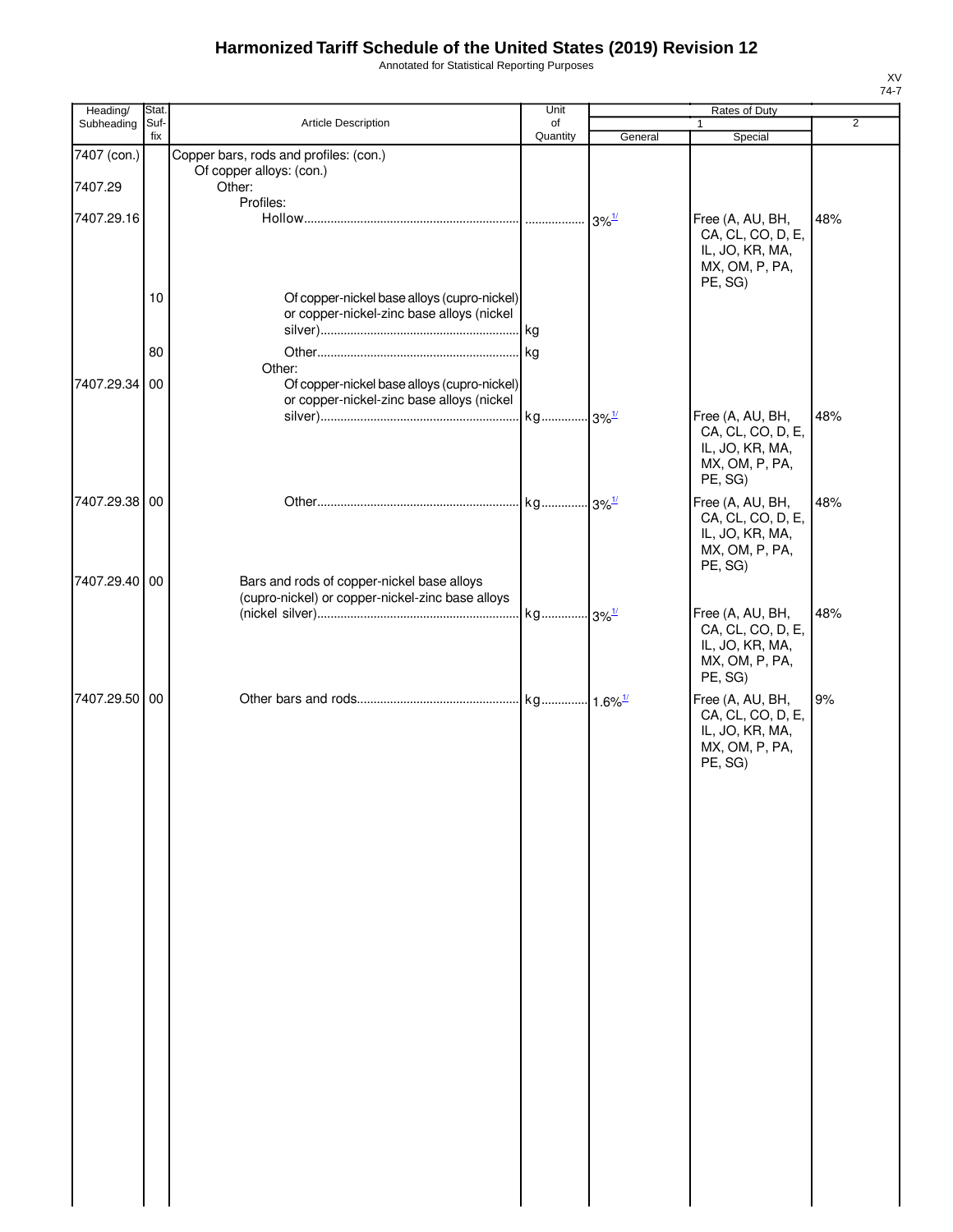# Harmonized Tariff Schedule of the United States (2019) Revision 12

Annotated for Statistical Reporting Purposes

XV
74-7

| Heading/ Subheading | Stat. Suf- fix | Article Description | Unit of Quantity | Rates of Duty 1 General | Special | 2 |
|---|---|---|---|---|---|---|
| 7407 (con.) | | Copper bars, rods and profiles: (con.) | | | | |
| | | Of copper alloys: (con.) | | | | |
| 7407.29 | | Other: | | | | |
| | | Profiles: | | | | |
| 7407.29.16 | | Hollow | | 3%[1/] | Free (A, AU, BH, CA, CL, CO, D, E, IL, JO, KR, MA, MX, OM, P, PA, PE, SG) | 48% |
| | 10 | Of copper-nickel base alloys (cupro-nickel) or copper-nickel-zinc base alloys (nickel silver) | kg | | | |
| | 80 | Other | kg | | | |
| | | Other: | | | | |
| 7407.29.34 | 00 | Of copper-nickel base alloys (cupro-nickel) or copper-nickel-zinc base alloys (nickel silver) | kg | 3%[1/] | Free (A, AU, BH, CA, CL, CO, D, E, IL, JO, KR, MA, MX, OM, P, PA, PE, SG) | 48% |
| 7407.29.38 | 00 | Other | kg | 3%[1/] | Free (A, AU, BH, CA, CL, CO, D, E, IL, JO, KR, MA, MX, OM, P, PA, PE, SG) | 48% |
| 7407.29.40 | 00 | Bars and rods of copper-nickel base alloys (cupro-nickel) or copper-nickel-zinc base alloys (nickel silver) | kg | 3%[1/] | Free (A, AU, BH, CA, CL, CO, D, E, IL, JO, KR, MA, MX, OM, P, PA, PE, SG) | 48% |
| 7407.29.50 | 00 | Other bars and rods | kg | 1.6%[1/] | Free (A, AU, BH, CA, CL, CO, D, E, IL, JO, KR, MA, MX, OM, P, PA, PE, SG) | 9% |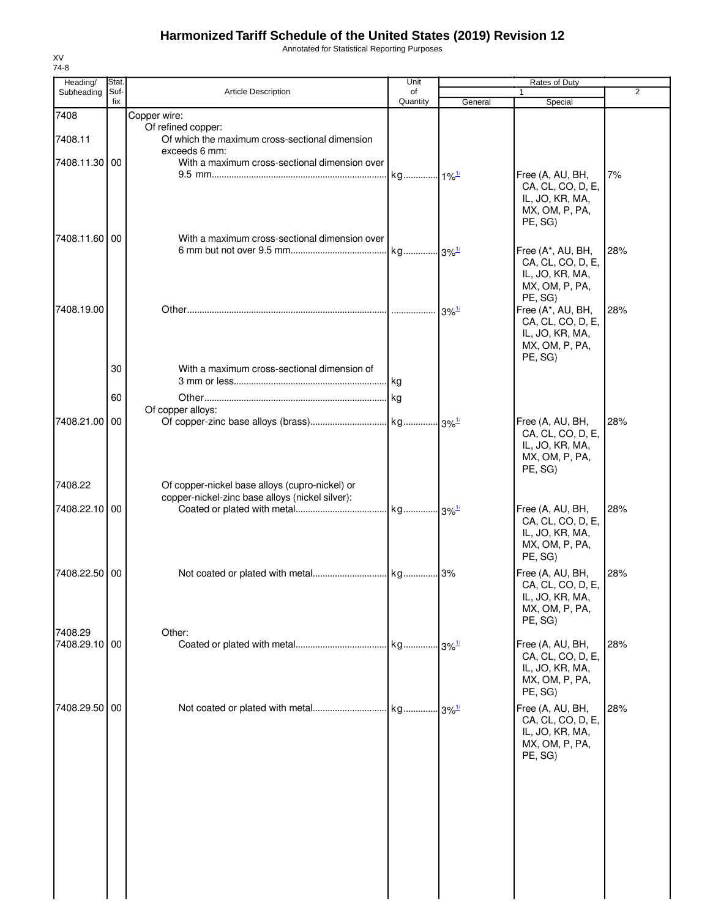# Harmonized Tariff Schedule of the United States (2019) Revision 12

Annotated for Statistical Reporting Purposes

XV
74-8

| Heading/ Subheading | Stat. Suf-fix | Article Description | Unit of Quantity | Rates of Duty 1 General | Special | 2 |
|---|---|---|---|---|---|---|
| 7408 | | Copper wire: | | | | |
| | | Of refined copper: | | | | |
| 7408.11 | | Of which the maximum cross-sectional dimension exceeds 6 mm: | | | | |
| 7408.11.30 | 00 | With a maximum cross-sectional dimension over 9.5 mm | kg | 1%[1/] | Free (A, AU, BH, CA, CL, CO, D, E, IL, JO, KR, MA, MX, OM, P, PA, PE, SG) | 7% |
| 7408.11.60 | 00 | With a maximum cross-sectional dimension over 6 mm but not over 9.5 mm | kg | 3%[1/] | Free (A*, AU, BH, CA, CL, CO, D, E, IL, JO, KR, MA, MX, OM, P, PA, PE, SG) | 28% |
| 7408.19.00 | | Other | | 3%[1/] | Free (A*, AU, BH, CA, CL, CO, D, E, IL, JO, KR, MA, MX, OM, P, PA, PE, SG) | 28% |
| | 30 | With a maximum cross-sectional dimension of 3 mm or less | kg | | | |
| | 60 | Other | kg | | | |
| | | Of copper alloys: | | | | |
| 7408.21.00 | 00 | Of copper-zinc base alloys (brass) | kg | 3%[1/] | Free (A, AU, BH, CA, CL, CO, D, E, IL, JO, KR, MA, MX, OM, P, PA, PE, SG) | 28% |
| 7408.22 | | Of copper-nickel base alloys (cupro-nickel) or copper-nickel-zinc base alloys (nickel silver): | | | | |
| 7408.22.10 | 00 | Coated or plated with metal | kg | 3%[1/] | Free (A, AU, BH, CA, CL, CO, D, E, IL, JO, KR, MA, MX, OM, P, PA, PE, SG) | 28% |
| 7408.22.50 | 00 | Not coated or plated with metal | kg | 3% | Free (A, AU, BH, CA, CL, CO, D, E, IL, JO, KR, MA, MX, OM, P, PA, PE, SG) | 28% |
| 7408.29 | | Other: | | | | |
| 7408.29.10 | 00 | Coated or plated with metal | kg | 3%[1/] | Free (A, AU, BH, CA, CL, CO, D, E, IL, JO, KR, MA, MX, OM, P, PA, PE, SG) | 28% |
| 7408.29.50 | 00 | Not coated or plated with metal | kg | 3%[1/] | Free (A, AU, BH, CA, CL, CO, D, E, IL, JO, KR, MA, MX, OM, P, PA, PE, SG) | 28% |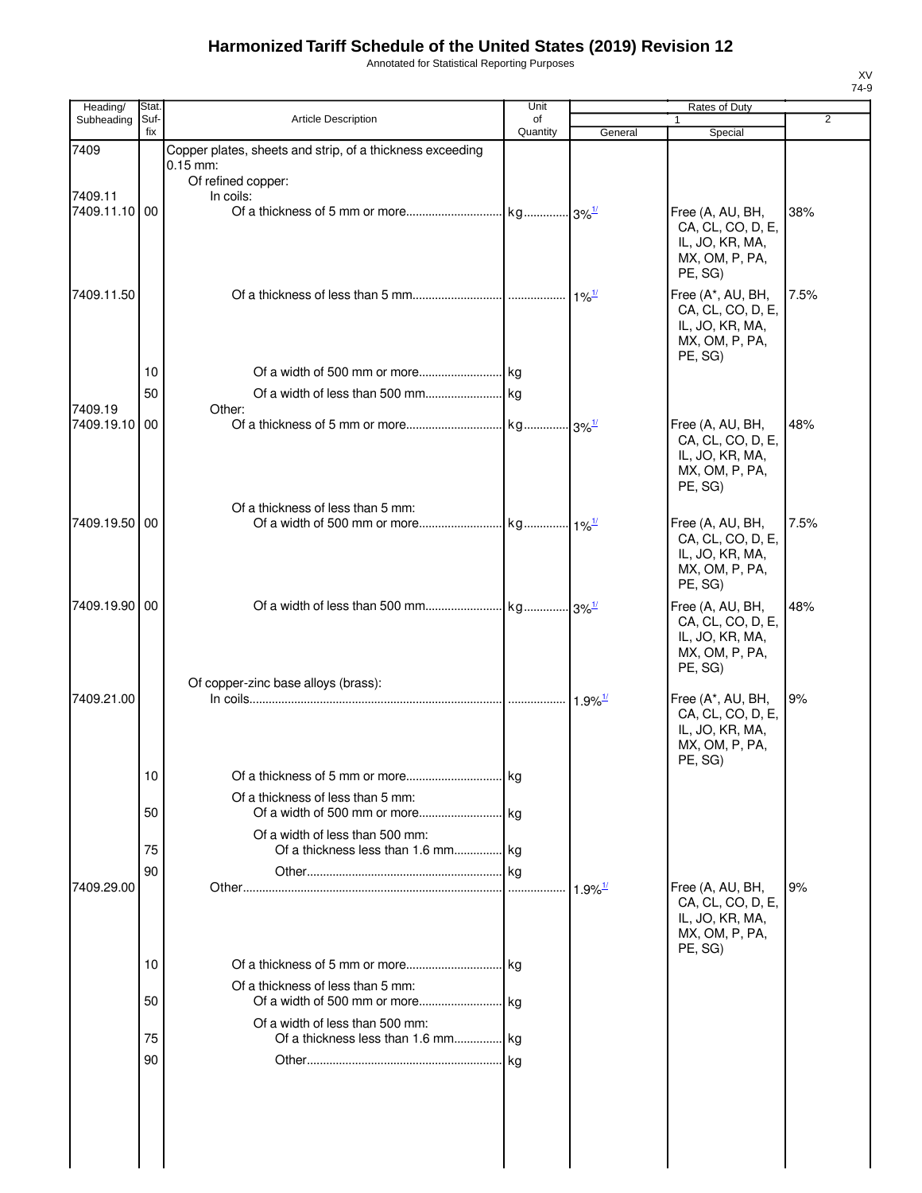# Harmonized Tariff Schedule of the United States (2019) Revision 12

Annotated for Statistical Reporting Purposes

XV
74-9

| Heading/ Subheading | Stat. Suf- fix | Article Description | Unit of Quantity | Rates of Duty 1 General | Rates of Duty 1 Special | Rates of Duty 2 |
|---|---|---|---|---|---|---|
| 7409 | | Copper plates, sheets and strip, of a thickness exceeding 0.15 mm: | | | | |
| | | Of refined copper: | | | | |
| 7409.11 | | In coils: | | | | |
| 7409.11.10 | 00 | Of a thickness of 5 mm or more | kg | 3%[1/] | Free (A, AU, BH, CA, CL, CO, D, E, IL, JO, KR, MA, MX, OM, P, PA, PE, SG) | 38% |
| 7409.11.50 | | Of a thickness of less than 5 mm | | 1%[1/] | Free (A*, AU, BH, CA, CL, CO, D, E, IL, JO, KR, MA, MX, OM, P, PA, PE, SG) | 7.5% |
| | 10 | Of a width of 500 mm or more | kg | | | |
| | 50 | Of a width of less than 500 mm | kg | | | |
| 7409.19 | | Other: | | | | |
| 7409.19.10 | 00 | Of a thickness of 5 mm or more | kg | 3%[1/] | Free (A, AU, BH, CA, CL, CO, D, E, IL, JO, KR, MA, MX, OM, P, PA, PE, SG) | 48% |
| | | Of a thickness of less than 5 mm: | | | | |
| 7409.19.50 | 00 | Of a width of 500 mm or more | kg | 1%[1/] | Free (A, AU, BH, CA, CL, CO, D, E, IL, JO, KR, MA, MX, OM, P, PA, PE, SG) | 7.5% |
| 7409.19.90 | 00 | Of a width of less than 500 mm | kg | 3%[1/] | Free (A, AU, BH, CA, CL, CO, D, E, IL, JO, KR, MA, MX, OM, P, PA, PE, SG) | 48% |
| | | Of copper-zinc base alloys (brass): | | | | |
| 7409.21.00 | | In coils | | 1.9%[1/] | Free (A*, AU, BH, CA, CL, CO, D, E, IL, JO, KR, MA, MX, OM, P, PA, PE, SG) | 9% |
| | 10 | Of a thickness of 5 mm or more | kg | | | |
| | | Of a thickness of less than 5 mm: | | | | |
| | 50 | Of a width of 500 mm or more | kg | | | |
| | | Of a width of less than 500 mm: | | | | |
| | 75 | Of a thickness less than 1.6 mm | kg | | | |
| | 90 | Other | kg | | | |
| 7409.29.00 | | Other | | 1.9%[1/] | Free (A, AU, BH, CA, CL, CO, D, E, IL, JO, KR, MA, MX, OM, P, PA, PE, SG) | 9% |
| | 10 | Of a thickness of 5 mm or more | kg | | | |
| | | Of a thickness of less than 5 mm: | | | | |
| | 50 | Of a width of 500 mm or more | kg | | | |
| | | Of a width of less than 500 mm: | | | | |
| | 75 | Of a thickness less than 1.6 mm | kg | | | |
| | 90 | Other | kg | | | |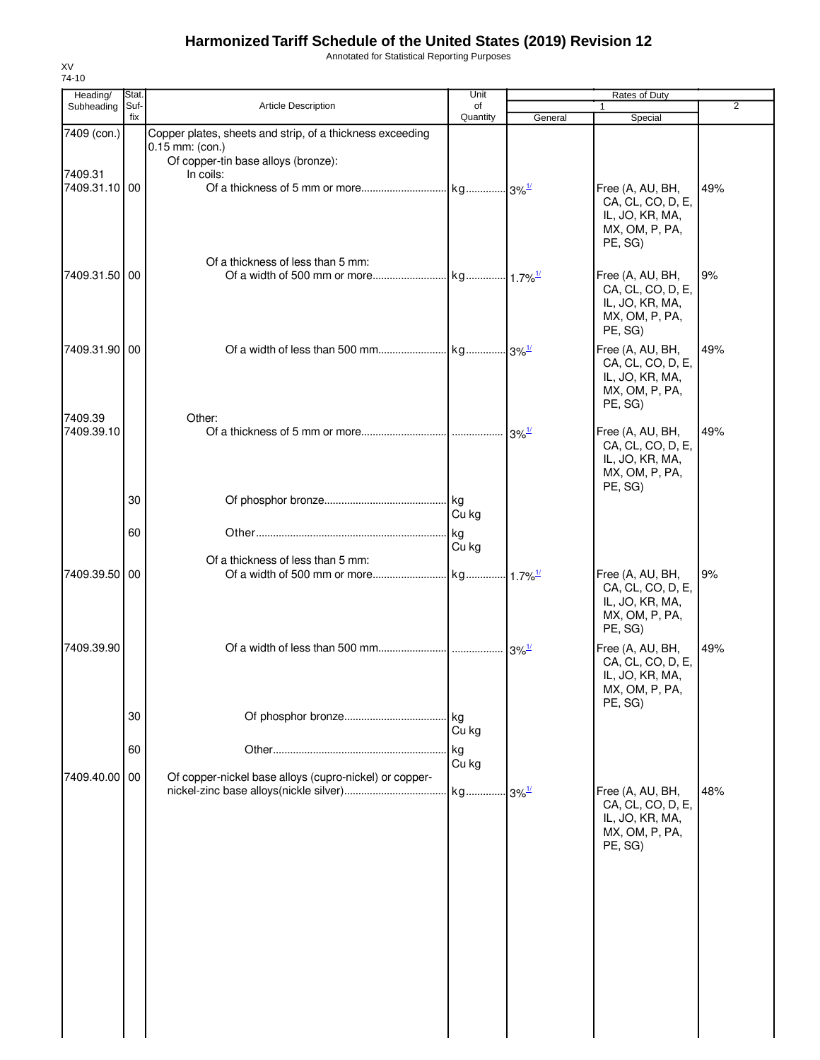# Harmonized Tariff Schedule of the United States (2019) Revision 12

Annotated for Statistical Reporting Purposes

XV
74-10

| Heading/ Subheading | Stat. Suf-fix | Article Description | Unit of Quantity | Rates of Duty 1 General | Special | 2 |
|---|---|---|---|---|---|---|
| 7409 (con.) | | Copper plates, sheets and strip, of a thickness exceeding 0.15 mm: (con.) | | | | |
| | | Of copper-tin base alloys (bronze): | | | | |
| 7409.31 | | In coils: | | | | |
| 7409.31.10 | 00 | Of a thickness of 5 mm or more | kg | 3%[1/] | Free (A, AU, BH, CA, CL, CO, D, E, IL, JO, KR, MA, MX, OM, P, PA, PE, SG) | 49% |
| | | Of a thickness of less than 5 mm: | | | | |
| 7409.31.50 | 00 | Of a width of 500 mm or more | kg | 1.7%[1/] | Free (A, AU, BH, CA, CL, CO, D, E, IL, JO, KR, MA, MX, OM, P, PA, PE, SG) | 9% |
| 7409.31.90 | 00 | Of a width of less than 500 mm | kg | 3%[1/] | Free (A, AU, BH, CA, CL, CO, D, E, IL, JO, KR, MA, MX, OM, P, PA, PE, SG) | 49% |
| 7409.39 | | Other: | | | | |
| 7409.39.10 | | Of a thickness of 5 mm or more | | 3%[1/] | Free (A, AU, BH, CA, CL, CO, D, E, IL, JO, KR, MA, MX, OM, P, PA, PE, SG) | 49% |
| | 30 | Of phosphor bronze | kg Cu kg | | | |
| | 60 | Other | kg Cu kg | | | |
| | | Of a thickness of less than 5 mm: | | | | |
| 7409.39.50 | 00 | Of a width of 500 mm or more | kg | 1.7%[1/] | Free (A, AU, BH, CA, CL, CO, D, E, IL, JO, KR, MA, MX, OM, P, PA, PE, SG) | 9% |
| 7409.39.90 | | Of a width of less than 500 mm | | 3%[1/] | Free (A, AU, BH, CA, CL, CO, D, E, IL, JO, KR, MA, MX, OM, P, PA, PE, SG) | 49% |
| | 30 | Of phosphor bronze | kg Cu kg | | | |
| | 60 | Other | kg Cu kg | | | |
| 7409.40.00 | 00 | Of copper-nickel base alloys (cupro-nickel) or copper-nickel-zinc base alloys(nickle silver) | kg | 3%[1/] | Free (A, AU, BH, CA, CL, CO, D, E, IL, JO, KR, MA, MX, OM, P, PA, PE, SG) | 48% |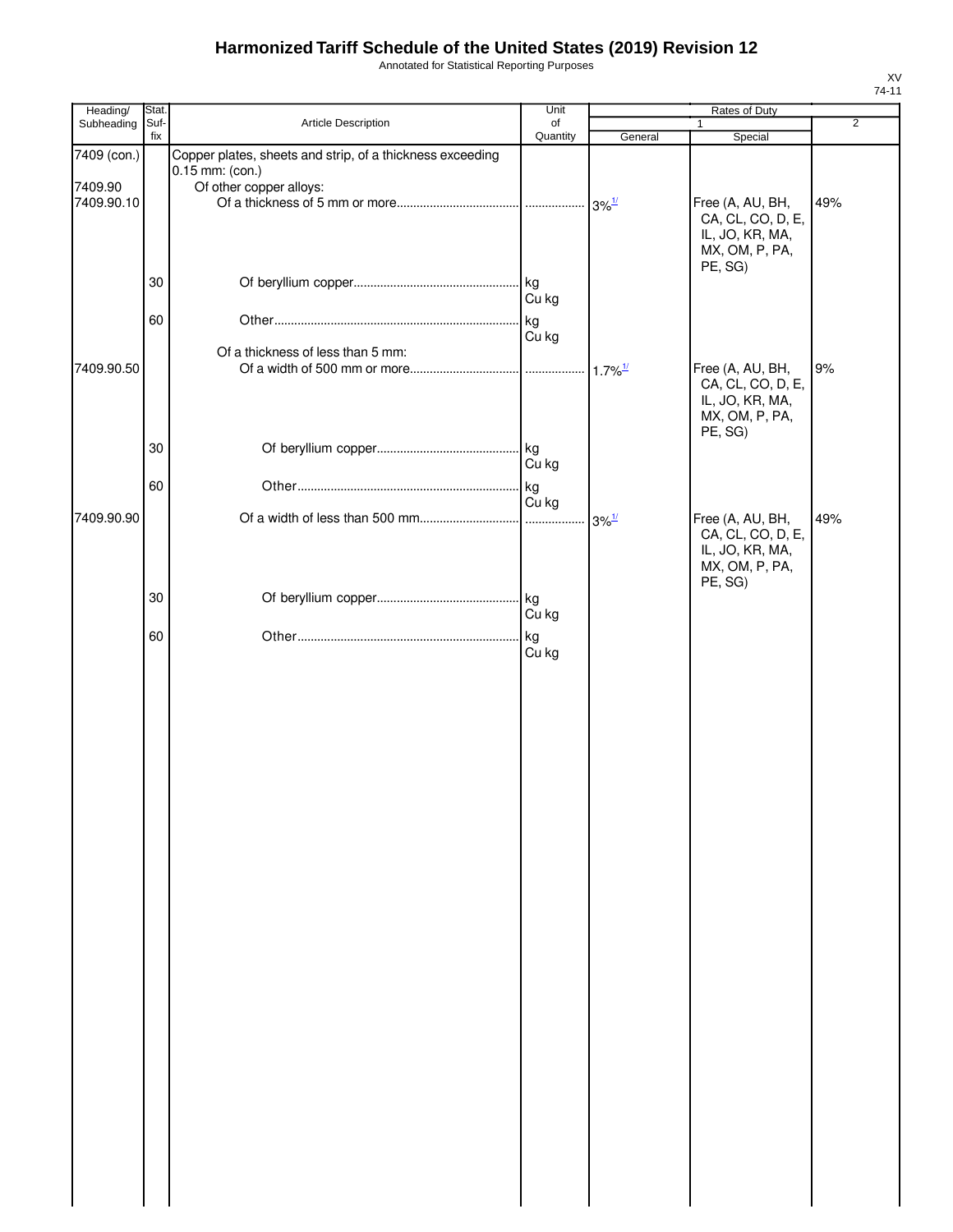# Harmonized Tariff Schedule of the United States (2019) Revision 12

Annotated for Statistical Reporting Purposes

XV
74-11

| Heading/ Subheading | Stat. Suf- fix | Article Description | Unit of Quantity | Rates of Duty 1 General | Special | 2 |
|---|---|---|---|---|---|---|
| 7409 (con.) | | Copper plates, sheets and strip, of a thickness exceeding 0.15 mm: (con.) | | | | |
| 7409.90 | | Of other copper alloys: | | | | |
| 7409.90.10 | | Of a thickness of 5 mm or more | | 3%[1/] | Free (A, AU, BH, CA, CL, CO, D, E, IL, JO, KR, MA, MX, OM, P, PA, PE, SG) | 49% |
| | 30 | Of beryllium copper | kg Cu kg | | | |
| | 60 | Other | kg Cu kg | | | |
| | | Of a thickness of less than 5 mm: | | | | |
| 7409.90.50 | | Of a width of 500 mm or more | | 1.7%[1/] | Free (A, AU, BH, CA, CL, CO, D, E, IL, JO, KR, MA, MX, OM, P, PA, PE, SG) | 9% |
| | 30 | Of beryllium copper | kg Cu kg | | | |
| | 60 | Other | kg Cu kg | | | |
| 7409.90.90 | | Of a width of less than 500 mm | | 3%[1/] | Free (A, AU, BH, CA, CL, CO, D, E, IL, JO, KR, MA, MX, OM, P, PA, PE, SG) | 49% |
| | 30 | Of beryllium copper | kg Cu kg | | | |
| | 60 | Other | kg Cu kg | | | |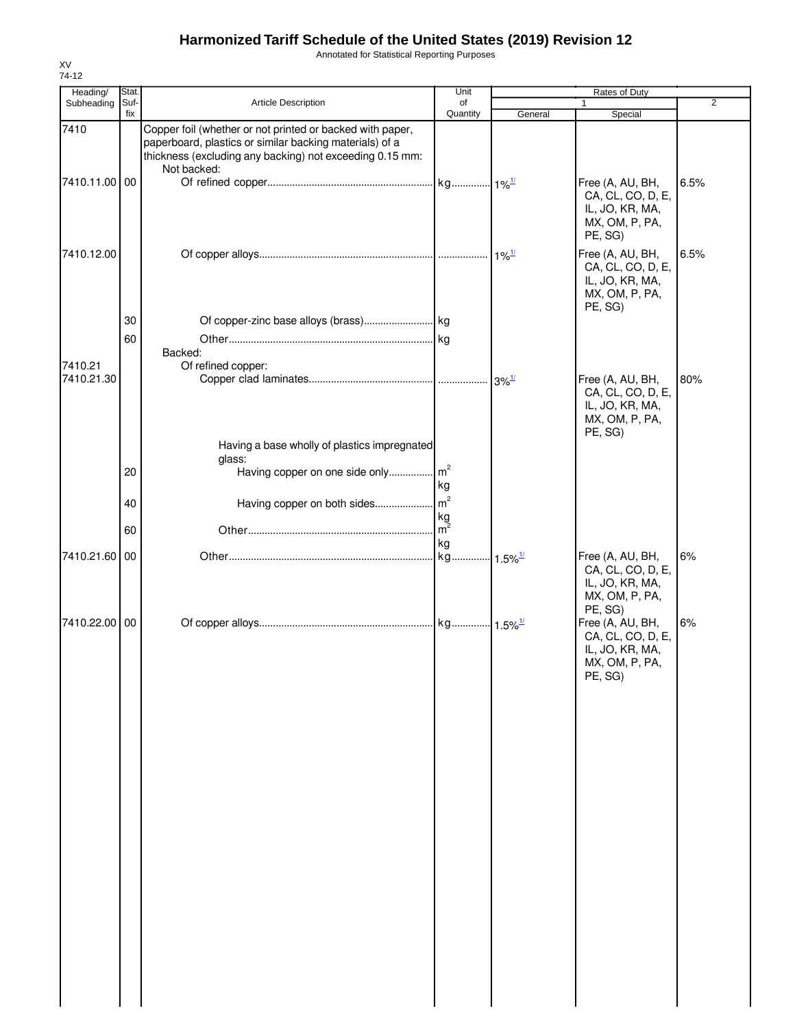# Harmonized Tariff Schedule of the United States (2019) Revision 12

Annotated for Statistical Reporting Purposes

XV
74-12

| Heading/ Subheading | Stat. Suf- fix | Article Description | Unit of Quantity | Rates of Duty 1 General | Special | 2 |
|---|---|---|---|---|---|---|
| 7410 | | Copper foil (whether or not printed or backed with paper, paperboard, plastics or similar backing materials) of a thickness (excluding any backing) not exceeding 0.15 mm: | | | | |
| | | Not backed: | | | | |
| 7410.11.00 | 00 | Of refined copper | kg | 1%[1/] | Free (A, AU, BH, CA, CL, CO, D, E, IL, JO, KR, MA, MX, OM, P, PA, PE, SG) | 6.5% |
| 7410.12.00 | | Of copper alloys | | 1%[1/] | Free (A, AU, BH, CA, CL, CO, D, E, IL, JO, KR, MA, MX, OM, P, PA, PE, SG) | 6.5% |
| | 30 | Of copper-zinc base alloys (brass) | kg | | | |
| | 60 | Other | kg | | | |
| | | Backed: | | | | |
| 7410.21 | | Of refined copper: | | | | |
| 7410.21.30 | | Copper clad laminates | | 3%[1/] | Free (A, AU, BH, CA, CL, CO, D, E, IL, JO, KR, MA, MX, OM, P, PA, PE, SG) | 80% |
| | | Having a base wholly of plastics impregnated glass: | | | | |
| | 20 | Having copper on one side only | $m^2$ kg | | | |
| | 40 | Having copper on both sides | $m^2$ kg | | | |
| | 60 | Other | $m^2$ kg | | | |
| 7410.21.60 | 00 | Other | kg | 1.5%[1/] | Free (A, AU, BH, CA, CL, CO, D, E, IL, JO, KR, MA, MX, OM, P, PA, PE, SG) | 6% |
| 7410.22.00 | 00 | Of copper alloys | kg | 1.5%[1/] | Free (A, AU, BH, CA, CL, CO, D, E, IL, JO, KR, MA, MX, OM, P, PA, PE, SG) | 6% |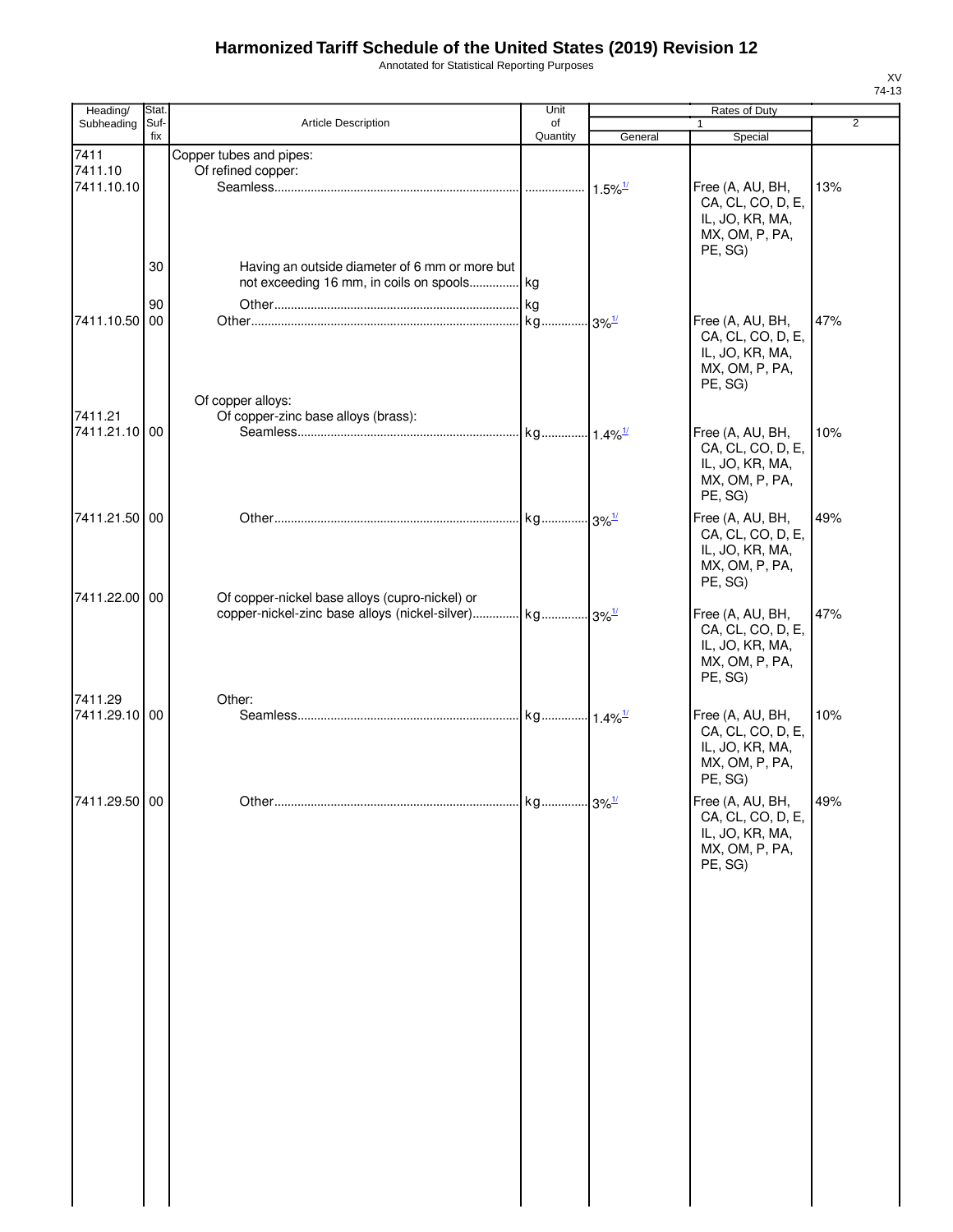# Harmonized Tariff Schedule of the United States (2019) Revision 12

Annotated for Statistical Reporting Purposes

XV
74-13

| Heading/ Subheading | Stat. Suf- fix | Article Description | Unit of Quantity | Rates of Duty 1 General | Special | 2 |
|---|---|---|---|---|---|---|
| 7411 | | Copper tubes and pipes: | | | | |
| 7411.10 | | Of refined copper: | | | | |
| 7411.10.10 | | Seamless | | 1.5%[1/] | Free (A, AU, BH, CA, CL, CO, D, E, IL, JO, KR, MA, MX, OM, P, PA, PE, SG) | 13% |
| | 30 | Having an outside diameter of 6 mm or more but not exceeding 16 mm, in coils on spools | kg | | | |
| | 90 | Other | kg | | | |
| 7411.10.50 | 00 | Other | kg | 3%[1/] | Free (A, AU, BH, CA, CL, CO, D, E, IL, JO, KR, MA, MX, OM, P, PA, PE, SG) | 47% |
| | | Of copper alloys: | | | | |
| 7411.21 | | Of copper-zinc base alloys (brass): | | | | |
| 7411.21.10 | 00 | Seamless | kg | 1.4%[1/] | Free (A, AU, BH, CA, CL, CO, D, E, IL, JO, KR, MA, MX, OM, P, PA, PE, SG) | 10% |
| 7411.21.50 | 00 | Other | kg | 3%[1/] | Free (A, AU, BH, CA, CL, CO, D, E, IL, JO, KR, MA, MX, OM, P, PA, PE, SG) | 49% |
| 7411.22.00 | 00 | Of copper-nickel base alloys (cupro-nickel) or copper-nickel-zinc base alloys (nickel-silver) | kg | 3%[1/] | Free (A, AU, BH, CA, CL, CO, D, E, IL, JO, KR, MA, MX, OM, P, PA, PE, SG) | 47% |
| 7411.29 | | Other: | | | | |
| 7411.29.10 | 00 | Seamless | kg | 1.4%[1/] | Free (A, AU, BH, CA, CL, CO, D, E, IL, JO, KR, MA, MX, OM, P, PA, PE, SG) | 10% |
| 7411.29.50 | 00 | Other | kg | 3%[1/] | Free (A, AU, BH, CA, CL, CO, D, E, IL, JO, KR, MA, MX, OM, P, PA, PE, SG) | 49% |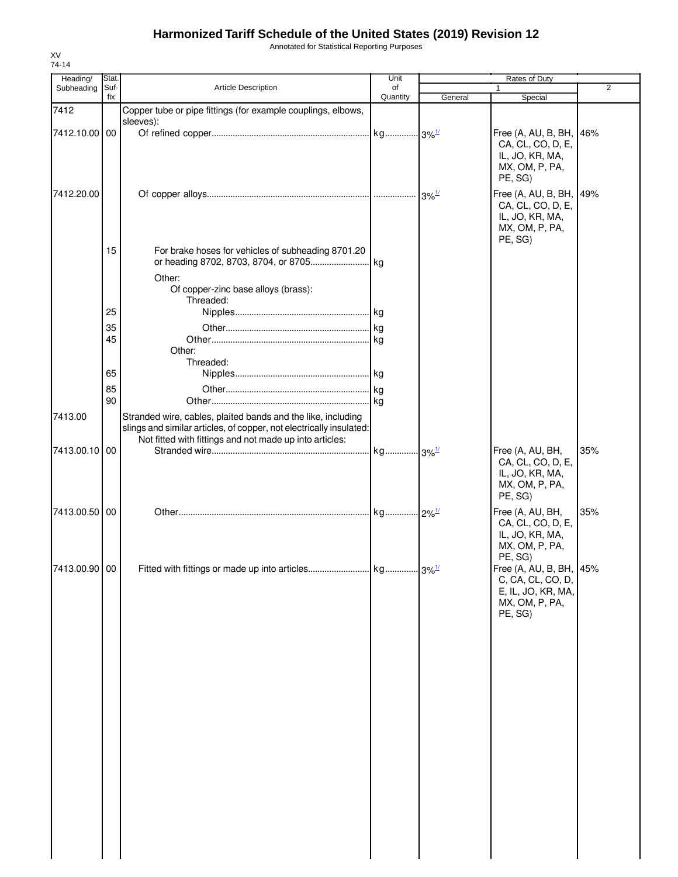# Harmonized Tariff Schedule of the United States (2019) Revision 12

Annotated for Statistical Reporting Purposes

XV
74-14

| Heading/ Subheading | Stat. Suf- fix | Article Description | Unit of Quantity | Rates of Duty 1 General | Rates of Duty 1 Special | Rates of Duty 2 |
|---|---|---|---|---|---|---|
| 7412 | | Copper tube or pipe fittings (for example couplings, elbows, sleeves): | | | | |
| 7412.10.00 | 00 | Of refined copper | kg | 3%[1/] | Free (A, AU, B, BH, CA, CL, CO, D, E, IL, JO, KR, MA, MX, OM, P, PA, PE, SG) | 46% |
| 7412.20.00 | | Of copper alloys | | 3%[1/] | Free (A, AU, B, BH, CA, CL, CO, D, E, IL, JO, KR, MA, MX, OM, P, PA, PE, SG) | 49% |
| | 15 | For brake hoses for vehicles of subheading 8701.20 or heading 8702, 8703, 8704, or 8705 | kg | | | |
| | | Other: | | | | |
| | | Of copper-zinc base alloys (brass): | | | | |
| | | Threaded: | | | | |
| | 25 | Nipples | kg | | | |
| | 35 | Other | kg | | | |
| | 45 | Other | kg | | | |
| | | Other: | | | | |
| | | Threaded: | | | | |
| | 65 | Nipples | kg | | | |
| | 85 | Other | kg | | | |
| | 90 | Other | kg | | | |
| 7413.00 | | Stranded wire, cables, plaited bands and the like, including slings and similar articles, of copper, not electrically insulated: | | | | |
| | | Not fitted with fittings and not made up into articles: | | | | |
| 7413.00.10 | 00 | Stranded wire | kg | 3%[1/] | Free (A, AU, BH, CA, CL, CO, D, E, IL, JO, KR, MA, MX, OM, P, PA, PE, SG) | 35% |
| 7413.00.50 | 00 | Other | kg | 2%[1/] | Free (A, AU, BH, CA, CL, CO, D, E, IL, JO, KR, MA, MX, OM, P, PA, PE, SG) | 35% |
| 7413.00.90 | 00 | Fitted with fittings or made up into articles | kg | 3%[1/] | Free (A, AU, B, BH, C, CA, CL, CO, D, E, IL, JO, KR, MA, MX, OM, P, PA, PE, SG) | 45% |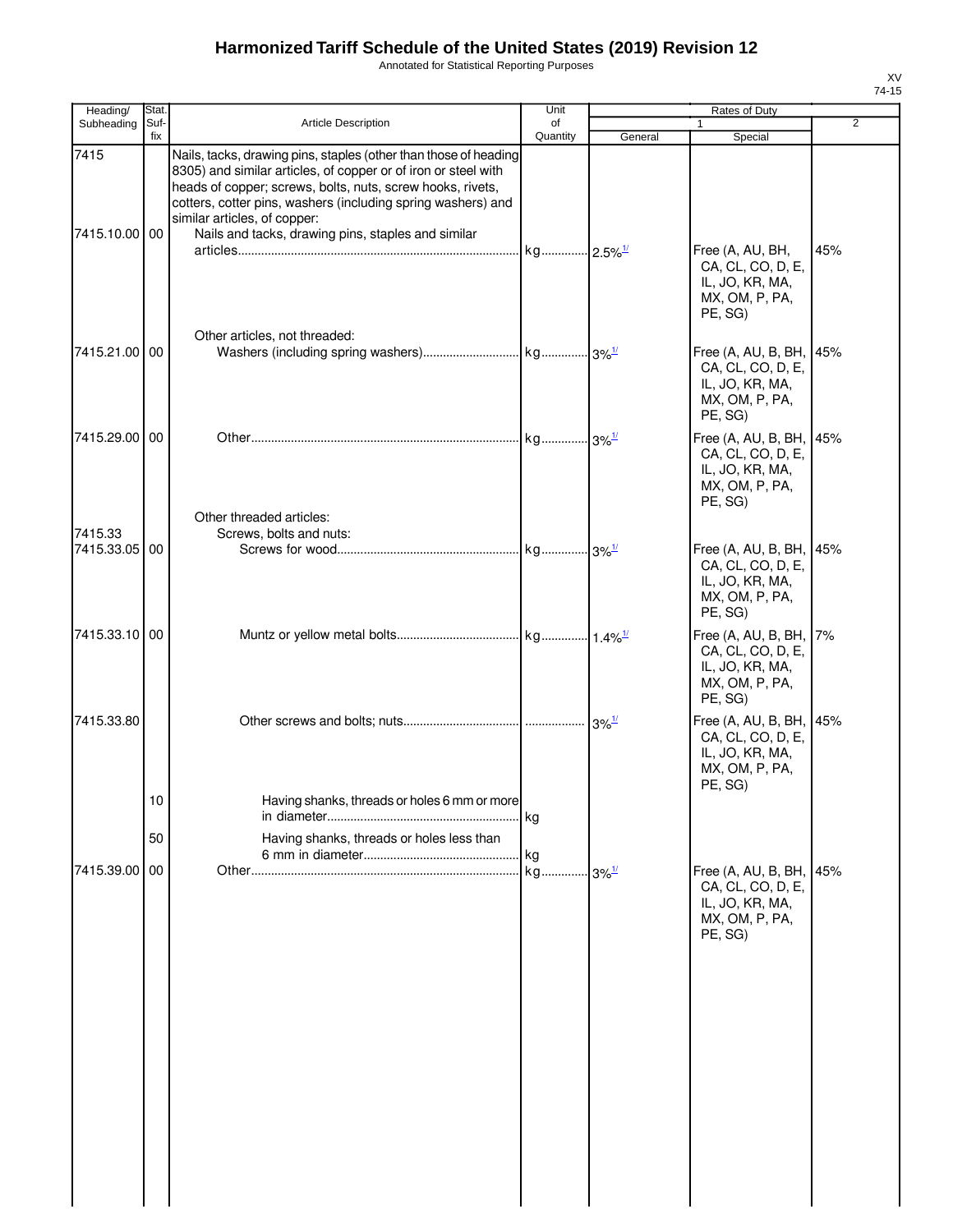# Harmonized Tariff Schedule of the United States (2019) Revision 12

Annotated for Statistical Reporting Purposes

XV
74-15

| Heading/ Subheading | Stat. Suf- fix | Article Description | Unit of Quantity | Rates of Duty 1 General | Special | 2 |
|---|---|---|---|---|---|---|
| 7415 | | Nails, tacks, drawing pins, staples (other than those of heading 8305) and similar articles, of copper or of iron or steel with heads of copper; screws, bolts, nuts, screw hooks, rivets, cotters, cotter pins, washers (including spring washers) and similar articles, of copper: | | | | |
| 7415.10.00 | 00 | Nails and tacks, drawing pins, staples and similar articles | kg | 2.5%[1/] | Free (A, AU, BH, CA, CL, CO, D, E, IL, JO, KR, MA, MX, OM, P, PA, PE, SG) | 45% |
| | | Other articles, not threaded: | | | | |
| 7415.21.00 | 00 | Washers (including spring washers) | kg | 3%[1/] | Free (A, AU, B, BH, CA, CL, CO, D, E, IL, JO, KR, MA, MX, OM, P, PA, PE, SG) | 45% |
| 7415.29.00 | 00 | Other | kg | 3%[1/] | Free (A, AU, B, BH, CA, CL, CO, D, E, IL, JO, KR, MA, MX, OM, P, PA, PE, SG) | 45% |
| | | Other threaded articles: | | | | |
| 7415.33 | | Screws, bolts and nuts: | | | | |
| 7415.33.05 | 00 | Screws for wood | kg | 3%[1/] | Free (A, AU, B, BH, CA, CL, CO, D, E, IL, JO, KR, MA, MX, OM, P, PA, PE, SG) | 45% |
| 7415.33.10 | 00 | Muntz or yellow metal bolts | kg | 1.4%[1/] | Free (A, AU, B, BH, CA, CL, CO, D, E, IL, JO, KR, MA, MX, OM, P, PA, PE, SG) | 7% |
| 7415.33.80 | | Other screws and bolts; nuts | | 3%[1/] | Free (A, AU, B, BH, CA, CL, CO, D, E, IL, JO, KR, MA, MX, OM, P, PA, PE, SG) | 45% |
| | 10 | Having shanks, threads or holes 6 mm or more in diameter | kg | | | |
| | 50 | Having shanks, threads or holes less than 6 mm in diameter | kg | | | |
| 7415.39.00 | 00 | Other | kg | 3%[1/] | Free (A, AU, B, BH, CA, CL, CO, D, E, IL, JO, KR, MA, MX, OM, P, PA, PE, SG) | 45% |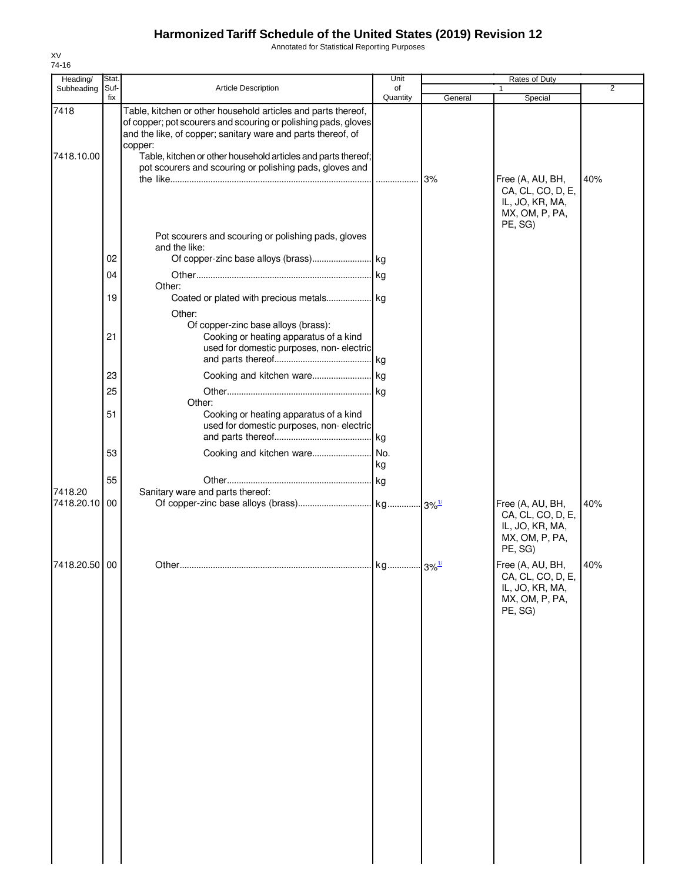# Harmonized Tariff Schedule of the United States (2019) Revision 12

Annotated for Statistical Reporting Purposes

XV
74-16

| Heading/ Subheading | Stat. Suf- fix | Article Description | Unit of Quantity | Rates of Duty 1 General | Rates of Duty 1 Special | Rates of Duty 2 |
|---|---|---|---|---|---|---|
| 7418 | | Table, kitchen or other household articles and parts thereof, of copper; pot scourers and scouring or polishing pads, gloves and the like, of copper; sanitary ware and parts thereof, of copper: | | | | |
| 7418.10.00 | | Table, kitchen or other household articles and parts thereof; pot scourers and scouring or polishing pads, gloves and the like | | 3% | Free (A, AU, BH, CA, CL, CO, D, E, IL, JO, KR, MA, MX, OM, P, PA, PE, SG) | 40% |
| | | Pot scourers and scouring or polishing pads, gloves and the like: | | | | |
| | 02 | Of copper-zinc base alloys (brass) | kg | | | |
| | 04 | Other | kg | | | |
| | | Other: | | | | |
| | 19 | Coated or plated with precious metals | kg | | | |
| | | Other: | | | | |
| | | Of copper-zinc base alloys (brass): | | | | |
| | 21 | Cooking or heating apparatus of a kind used for domestic purposes, non- electric and parts thereof | kg | | | |
| | 23 | Cooking and kitchen ware | kg | | | |
| | 25 | Other | kg | | | |
| | | Other: | | | | |
| | 51 | Cooking or heating apparatus of a kind used for domestic purposes, non- electric and parts thereof | kg | | | |
| | 53 | Cooking and kitchen ware | No. kg | | | |
| | 55 | Other | kg | | | |
| 7418.20 | | Sanitary ware and parts thereof: | | | | |
| 7418.20.10 | 00 | Of copper-zinc base alloys (brass) | kg | 3%[1/] | Free (A, AU, BH, CA, CL, CO, D, E, IL, JO, KR, MA, MX, OM, P, PA, PE, SG) | 40% |
| 7418.20.50 | 00 | Other | kg | 3%[1/] | Free (A, AU, BH, CA, CL, CO, D, E, IL, JO, KR, MA, MX, OM, P, PA, PE, SG) | 40% |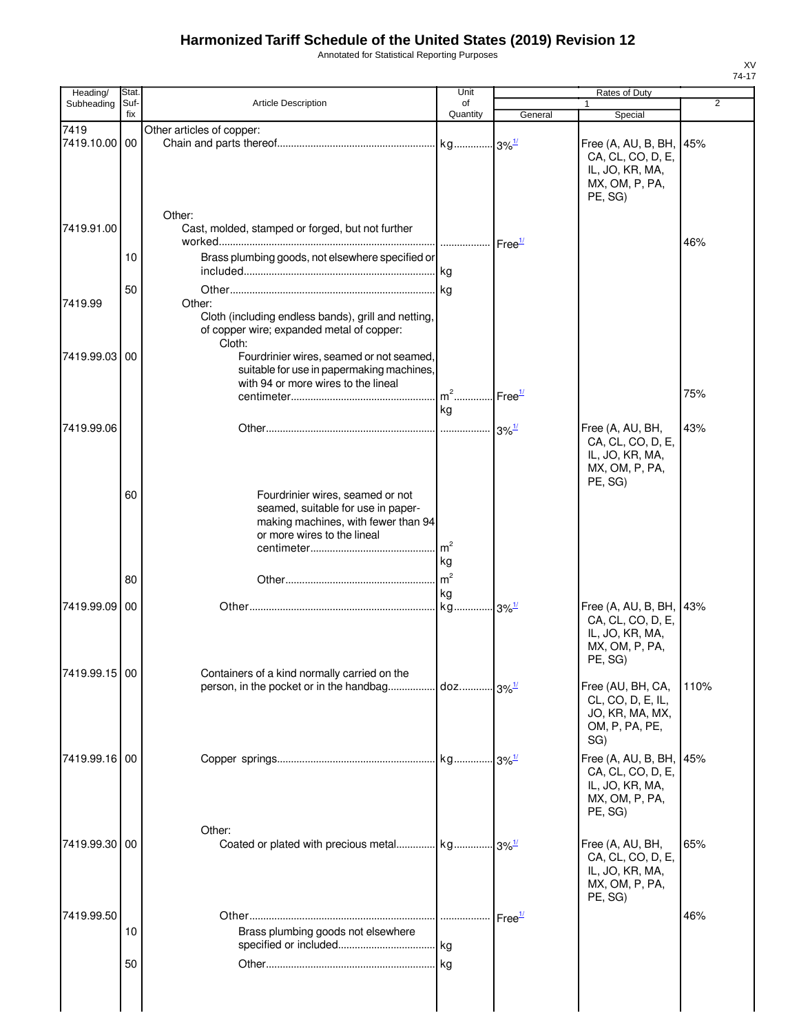# Harmonized Tariff Schedule of the United States (2019) Revision 12

Annotated for Statistical Reporting Purposes

XV
74-17

| Heading/ Subheading | Stat. Suf- fix | Article Description | Unit of Quantity | Rates of Duty 1 General | Special | 2 |
|---|---|---|---|---|---|---|
| 7419 | | Other articles of copper: | | | | |
| 7419.10.00 | 00 | Chain and parts thereof | kg | 3%[1/] | Free (A, AU, B, BH, CA, CL, CO, D, E, IL, JO, KR, MA, MX, OM, P, PA, PE, SG) | 45% |
| | | Other: | | | | |
| 7419.91.00 | | Cast, molded, stamped or forged, but not further worked | | Free[1/] | | 46% |
| | 10 | Brass plumbing goods, not elsewhere specified or included | kg | | | |
| | 50 | Other | kg | | | |
| 7419.99 | | Other: | | | | |
| | | Cloth (including endless bands), grill and netting, of copper wire; expanded metal of copper: | | | | |
| | | Cloth: | | | | |
| 7419.99.03 | 00 | Fourdrinier wires, seamed or not seamed, suitable for use in papermaking machines, with 94 or more wires to the lineal centimeter | $m^2$ kg | Free[1/] | | 75% |
| 7419.99.06 | | Other | | 3%[1/] | Free (A, AU, BH, CA, CL, CO, D, E, IL, JO, KR, MA, MX, OM, P, PA, PE, SG) | 43% |
| | 60 | Fourdrinier wires, seamed or not seamed, suitable for use in paper-making machines, with fewer than 94 or more wires to the lineal centimeter | $m^2$ kg | | | |
| | 80 | Other | $m^2$ kg | | | |
| 7419.99.09 | 00 | Other | kg | 3%[1/] | Free (A, AU, B, BH, CA, CL, CO, D, E, IL, JO, KR, MA, MX, OM, P, PA, PE, SG) | 43% |
| 7419.99.15 | 00 | Containers of a kind normally carried on the person, in the pocket or in the handbag | doz | 3%[1/] | Free (AU, BH, CA, CL, CO, D, E, IL, JO, KR, MA, MX, OM, P, PA, PE, SG) | 110% |
| 7419.99.16 | 00 | Copper springs | kg | 3%[1/] | Free (A, AU, B, BH, CA, CL, CO, D, E, IL, JO, KR, MA, MX, OM, P, PA, PE, SG) | 45% |
| | | Other: | | | | |
| 7419.99.30 | 00 | Coated or plated with precious metal | kg | 3%[1/] | Free (A, AU, BH, CA, CL, CO, D, E, IL, JO, KR, MA, MX, OM, P, PA, PE, SG) | 65% |
| 7419.99.50 | | Other | | Free[1/] | | 46% |
| | 10 | Brass plumbing goods not elsewhere specified or included | kg | | | |
| | 50 | Other | kg | | | |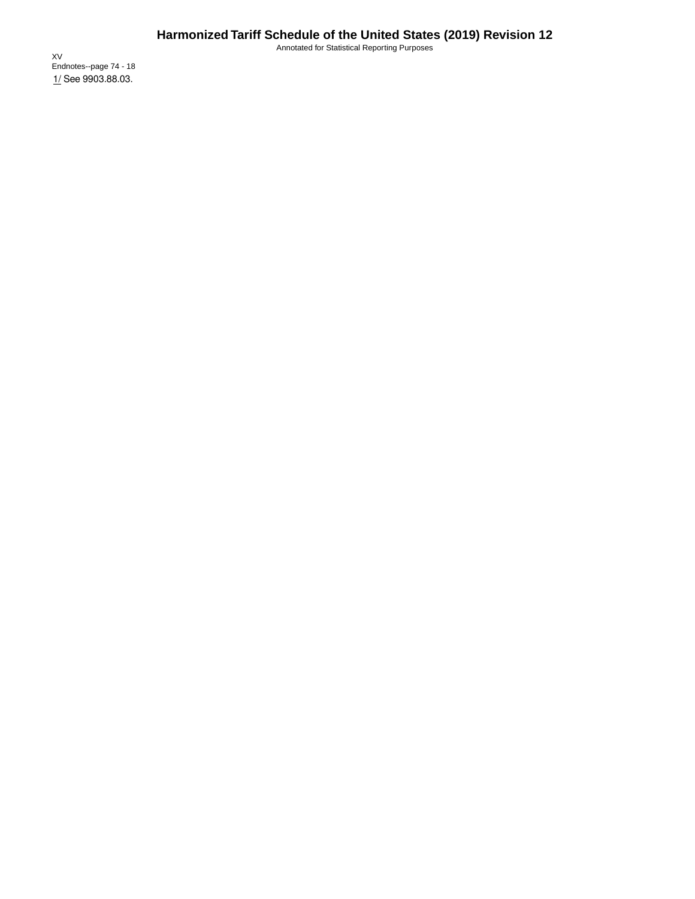1/ See 9903.88.03.